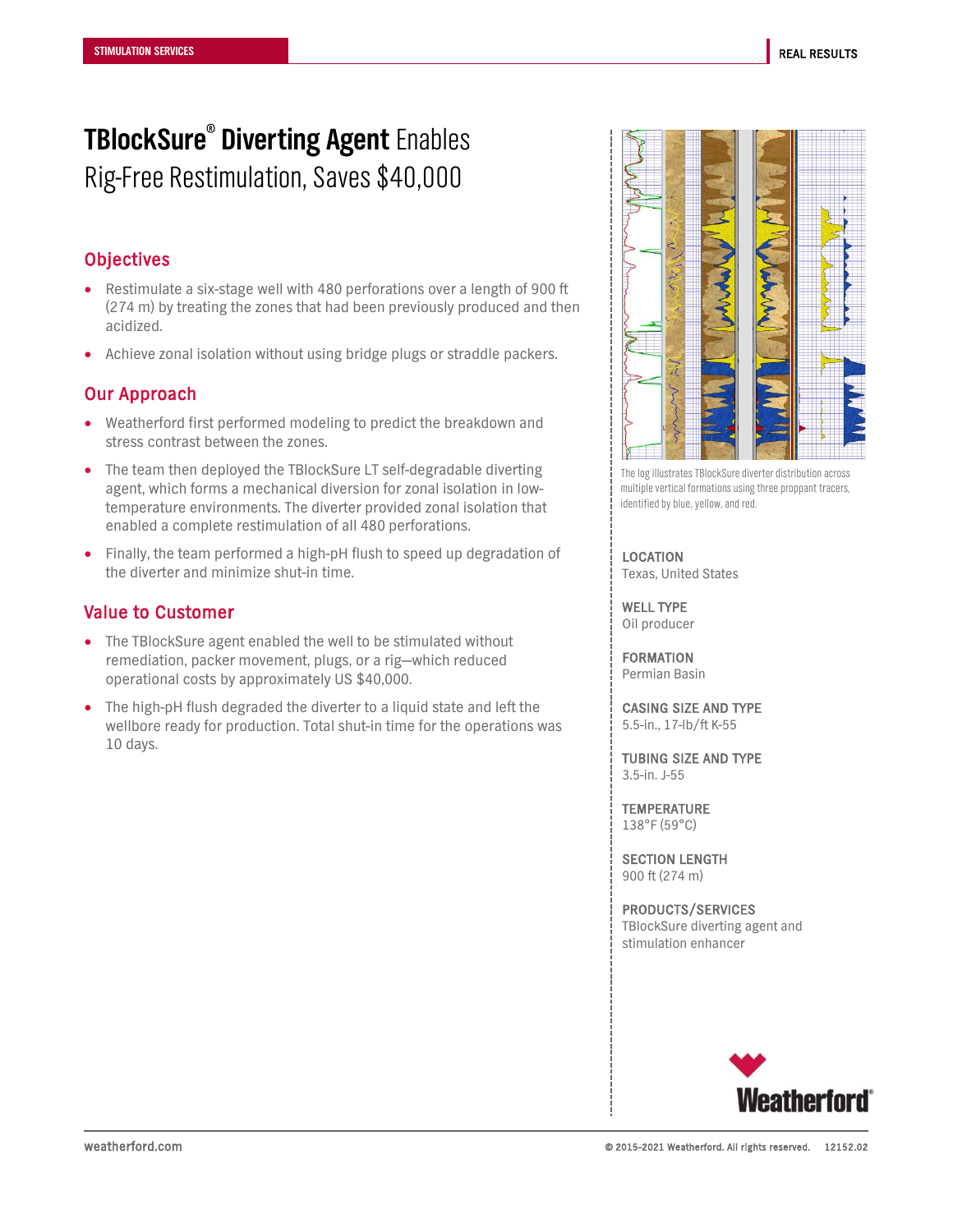STIMULATION SERVICES

REAL RESULTS

# **TBlockSure® Diverting Agent** Enables Rig-Free Restimulation, Saves $40,000

## Objectives

- Restimulate a six-stage well with 480 perforations over a length of 900 ft (274 m) by treating the zones that had been previously produced and then acidized.
- Achieve zonal isolation without using bridge plugs or straddle packers.

## Our Approach

- Weatherford first performed modeling to predict the breakdown and stress contrast between the zones.
- The team then deployed the TBlockSure LT self-degradable diverting agent, which forms a mechanical diversion for zonal isolation in low-temperature environments. The diverter provided zonal isolation that enabled a complete restimulation of all 480 perforations.
- Finally, the team performed a high-pH flush to speed up degradation of the diverter and minimize shut-in time.

## Value to Customer

- The TBlockSure agent enabled the well to be stimulated without remediation, packer movement, plugs, or a rig—which reduced operational costs by approximately US $40,000.
- The high-pH flush degraded the diverter to a liquid state and left the wellbore ready for production. Total shut-in time for the operations was 10 days.

The log illustrates TBlockSure diverter distribution across multiple vertical formations using three proppant tracers, identified by blue, yellow, and red.

**LOCATION**
Texas, United States

**WELL TYPE**
Oil producer

**FORMATION**
Permian Basin

**CASING SIZE AND TYPE**
5.5-in., 17-lb/ft K-55

**TUBING SIZE AND TYPE**
3.5-in. J-55

**TEMPERATURE**
138°F (59°C)

**SECTION LENGTH**
900 ft (274 m)

**PRODUCTS/SERVICES**
TBlockSure diverting agent and stimulation enhancer

weatherford.com

© 2015–2021 Weatherford. All rights reserved. 12152.02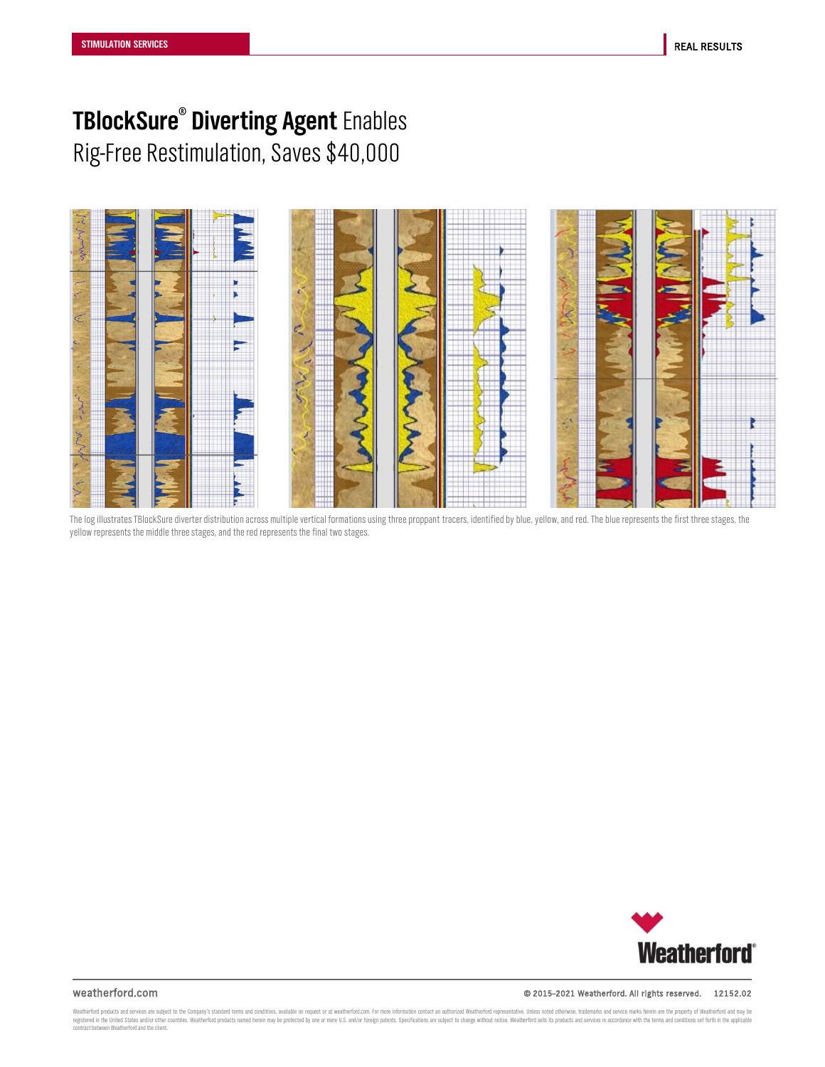# **TBlockSure® Diverting Agent** Enables Rig-Free Restimulation, Saves $40,000

The log illustrates TBlockSure diverter distribution across multiple vertical formations using three proppant tracers, identified by blue, yellow, and red. The blue represents the first three stages, the yellow represents the middle three stages, and the red represents the final two stages.

weatherford.com

© 2015–2021 Weatherford. All rights reserved. 12152.02

Weatherford products and services are subject to the Company's standard terms and conditions, available on request or at weatherford.com. For more information contact an authorized Weatherford representative. Unless noted otherwise, trademarks and service marks herein are the property of Weatherford and may be registered in the United States and/or other countries. Weatherford products named herein may be protected by one or more U.S. and/or foreign patents. Specifications are subject to change without notice. Weatherford sells its products and services in accordance with the terms and conditions set forth in the applicable contract between Weatherford and the client.